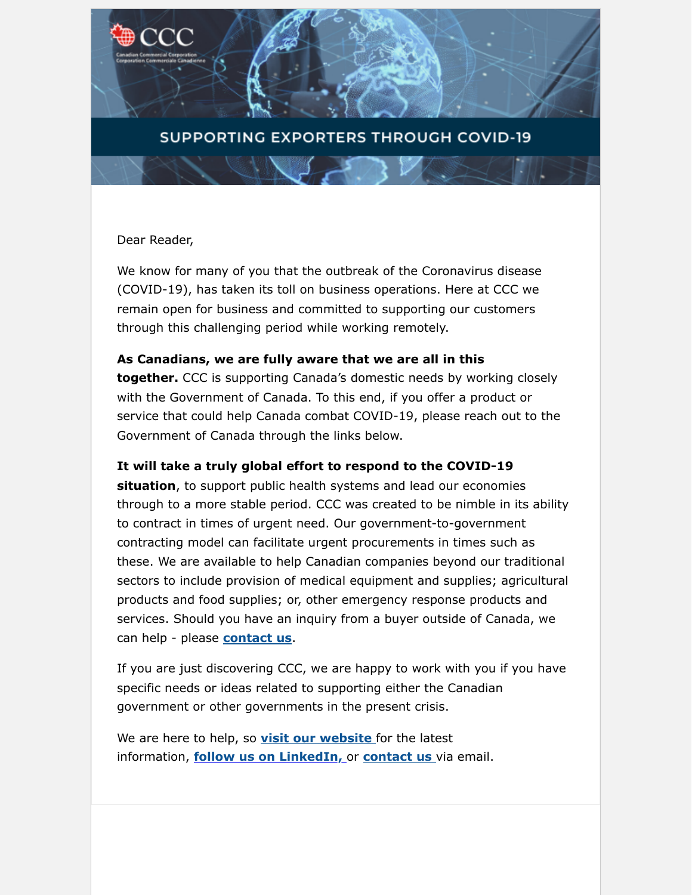# SUPPORTING EXPORTERS THROUGH COVID-19

Dear Reader,

We know for many of you that the outbreak of the Coronavirus disease (COVID-19), has taken its toll on business operations. Here at CCC we remain open for business and committed to supporting our customers through this challenging period while working remotely.

**As Canadians, we are fully aware that we are all in this together.** CCC is supporting Canada's domestic needs by working closely with the Government of Canada. To this end, if you offer a product or service that could help Canada combat COVID-19, please reach out to the Government of Canada through the links below.

**It will take a truly global effort to respond to the COVID-19 situation**, to support public health systems and lead our economies through to a more stable period. CCC was created to be nimble in its ability to contract in times of urgent need. Our government-to-government contracting model can facilitate urgent procurements in times such as these. We are available to help Canadian companies beyond our traditional sectors to include provision of medical equipment and supplies; agricultural products and food supplies; or, other emergency response products and services. Should you have an inquiry from a buyer outside of Canada, we can help - please **contact us**.

If you are just discovering CCC, we are happy to work with you if you have specific needs or ideas related to supporting either the Canadian government or other governments in the present crisis.

We are here to help, so **visit our website** for the latest information, **follow us on LinkedIn,** or **contact us** via email.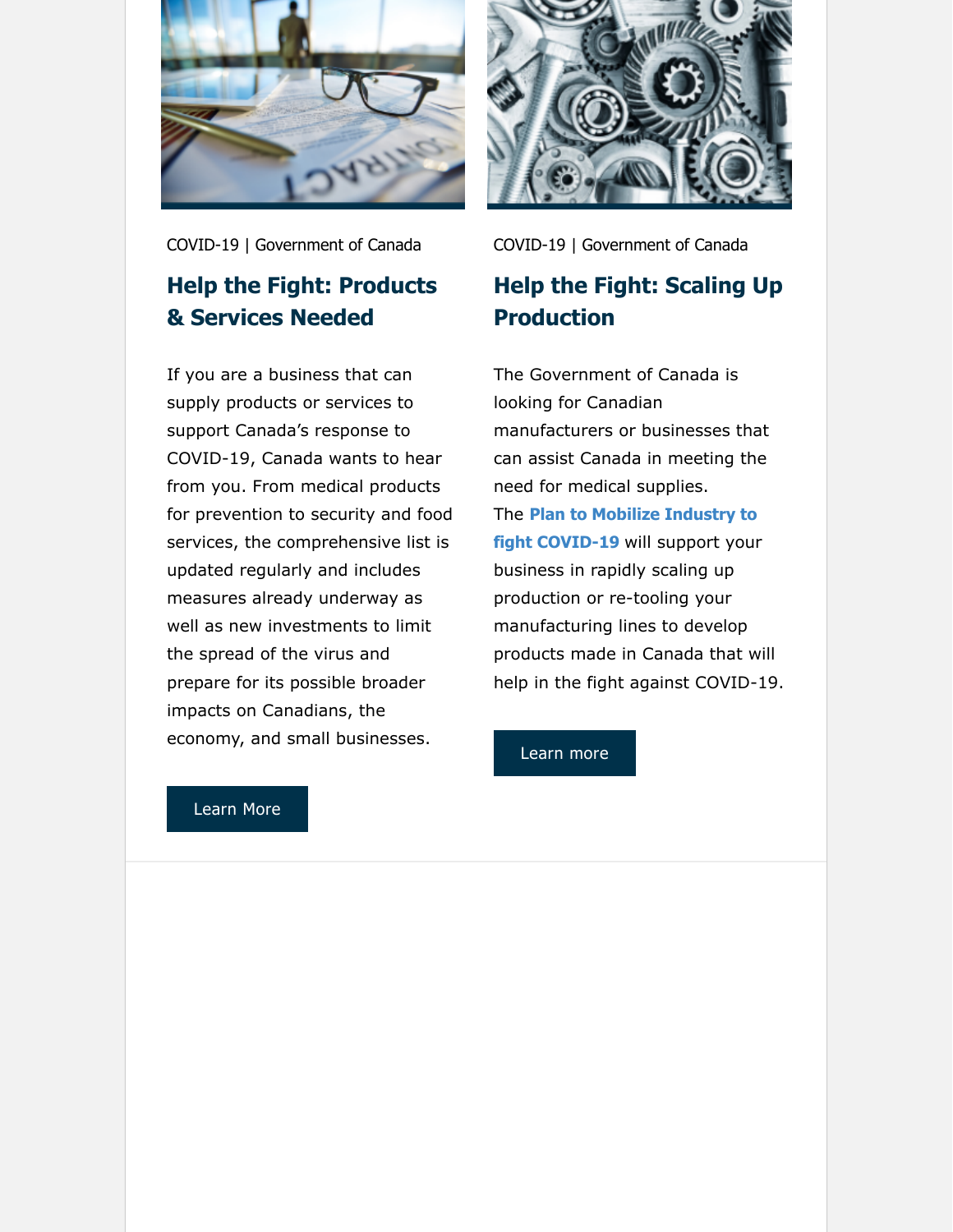COVID-19 | Government of Canada

## Help the Fight: Products & Services Needed

If you are a business that can supply products or services to support Canada's response to COVID-19, Canada wants to hear from you. From medical products for prevention to security and food services, the comprehensive list is updated regularly and includes measures already underway as well as new investments to limit the spread of the virus and prepare for its possible broader impacts on Canadians, the economy, and small businesses.

Learn More

COVID-19 | Government of Canada

## Help the Fight: Scaling Up Production

The Government of Canada is looking for Canadian manufacturers or businesses that can assist Canada in meeting the need for medical supplies. The **Plan to Mobilize Industry to fight COVID-19** will support your business in rapidly scaling up production or re-tooling your manufacturing lines to develop products made in Canada that will help in the fight against COVID-19.

Learn more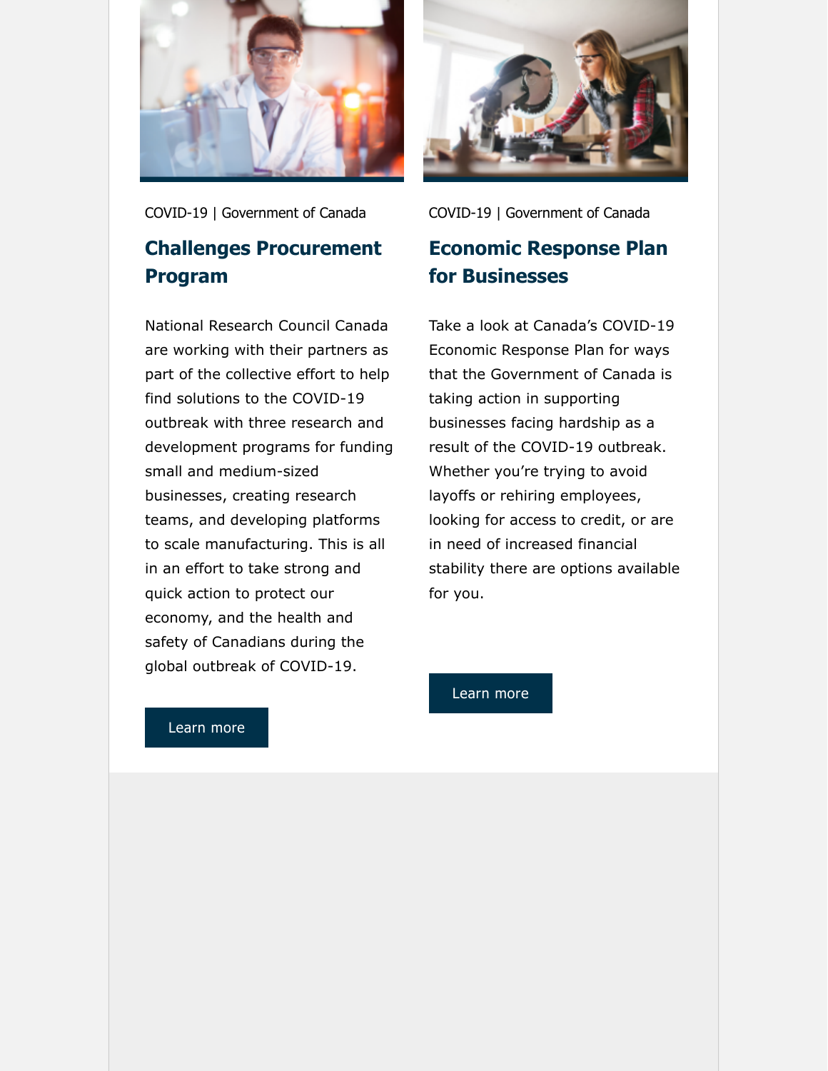COVID-19 | Government of Canada

## Challenges Procurement Program

National Research Council Canada are working with their partners as part of the collective effort to help find solutions to the COVID-19 outbreak with three research and development programs for funding small and medium-sized businesses, creating research teams, and developing platforms to scale manufacturing. This is all in an effort to take strong and quick action to protect our economy, and the health and safety of Canadians during the global outbreak of COVID-19.

Learn more

COVID-19 | Government of Canada

## Economic Response Plan for Businesses

Take a look at Canada's COVID-19 Economic Response Plan for ways that the Government of Canada is taking action in supporting businesses facing hardship as a result of the COVID-19 outbreak. Whether you're trying to avoid layoffs or rehiring employees, looking for access to credit, or are in need of increased financial stability there are options available for you.

Learn more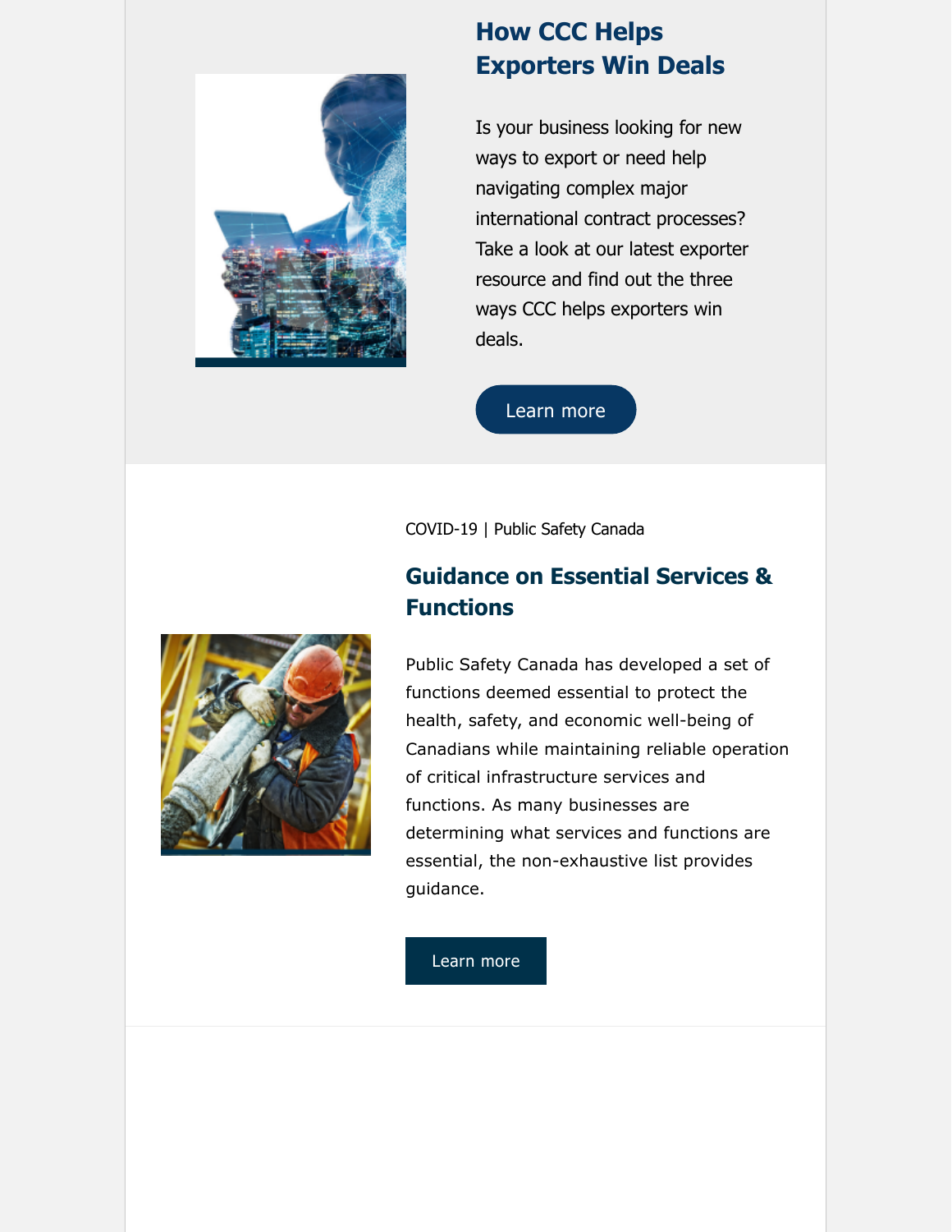## How CCC Helps Exporters Win Deals

Is your business looking for new ways to export or need help navigating complex major international contract processes? Take a look at our latest exporter resource and find out the three ways CCC helps exporters win deals.

Learn more

COVID-19 | Public Safety Canada

## Guidance on Essential Services & Functions

Public Safety Canada has developed a set of functions deemed essential to protect the health, safety, and economic well-being of Canadians while maintaining reliable operation of critical infrastructure services and functions. As many businesses are determining what services and functions are essential, the non-exhaustive list provides guidance.

Learn more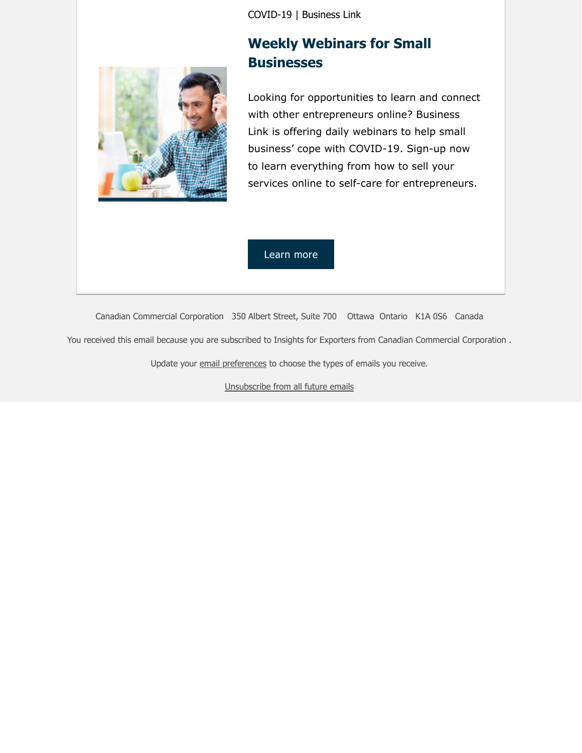COVID-19 | Business Link

## Weekly Webinars for Small Businesses

Looking for opportunities to learn and connect with other entrepreneurs online? Business Link is offering daily webinars to help small business' cope with COVID-19. Sign-up now to learn everything from how to sell your services online to self-care for entrepreneurs.

Learn more

Canadian Commercial Corporation 350 Albert Street, Suite 700 Ottawa Ontario K1A 0S6 Canada

You received this email because you are subscribed to Insights for Exporters from Canadian Commercial Corporation .

Update your email preferences to choose the types of emails you receive.

Unsubscribe from all future emails